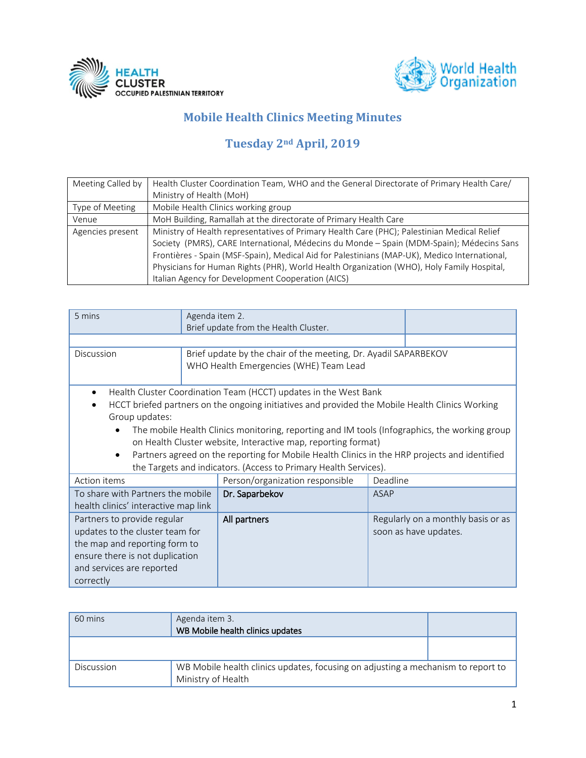HEALTH CLUSTER OCCUPIED PALESTINIAN TERRITORY

World Health Organization

# Mobile Health Clinics Meeting Minutes

## Tuesday 2nd April, 2019

| | |
|---|---|
| Meeting Called by | Health Cluster Coordination Team, WHO and the General Directorate of Primary Health Care/ Ministry of Health (MoH) |
| Type of Meeting | Mobile Health Clinics working group |
| Venue | MoH Building, Ramallah at the directorate of Primary Health Care |
| Agencies present | Ministry of Health representatives of Primary Health Care (PHC); Palestinian Medical Relief Society (PMRS), CARE International, Médecins du Monde – Spain (MDM-Spain); Médecins Sans Frontières - Spain (MSF-Spain), Medical Aid for Palestinians (MAP-UK), Medico International, Physicians for Human Rights (PHR), World Health Organization (WHO), Holy Family Hospital, Italian Agency for Development Cooperation (AICS) |

| | | |
|---|---|---|
| 5 mins | Agenda item 2.<br>Brief update from the Health Cluster. | |
| Discussion | Brief update by the chair of the meeting, Dr. Ayadil SAPARBEKOV<br>WHO Health Emergencies (WHE) Team Lead | |

- Health Cluster Coordination Team (HCCT) updates in the West Bank
- HCCT briefed partners on the ongoing initiatives and provided the Mobile Health Clinics Working Group updates:
  - The mobile Health Clinics monitoring, reporting and IM tools (Infographics, the working group on Health Cluster website, Interactive map, reporting format)
  - Partners agreed on the reporting for Mobile Health Clinics in the HRP projects and identified the Targets and indicators. (Access to Primary Health Services).

| Action items | Person/organization responsible | Deadline |
|---|---|---|
| To share with Partners the mobile health clinics' interactive map link | **Dr. Saparbekov** | ASAP |
| Partners to provide regular updates to the cluster team for the map and reporting form to ensure there is not duplication and services are reported correctly | **All partners** | Regularly on a monthly basis or as soon as have updates. |

| | | |
|---|---|---|
| 60 mins | Agenda item 3.<br>**WB Mobile health clinics updates** | |
| Discussion | WB Mobile health clinics updates, focusing on adjusting a mechanism to report to Ministry of Health | |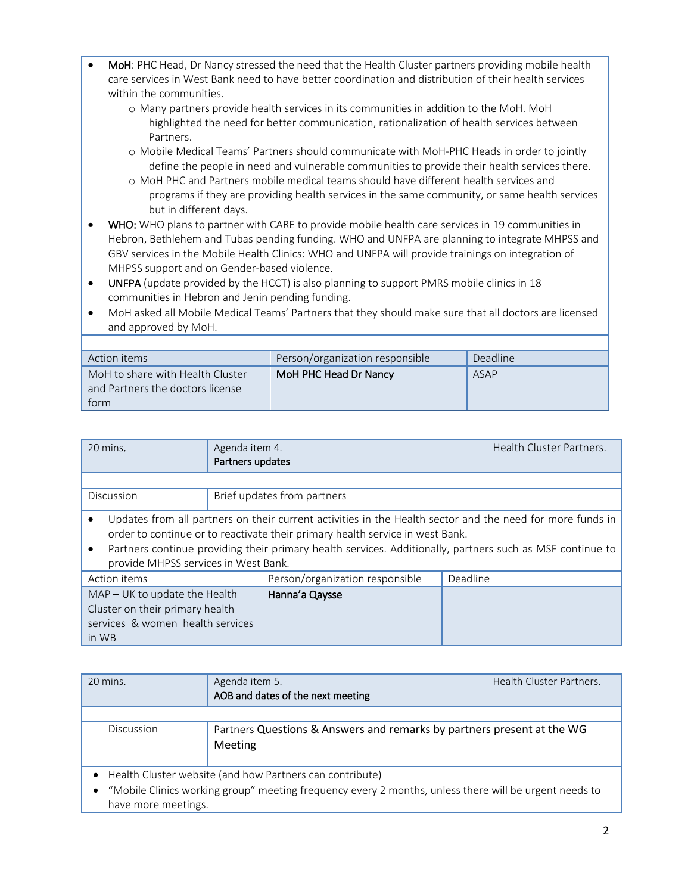- **MoH**: PHC Head, Dr Nancy stressed the need that the Health Cluster partners providing mobile health care services in West Bank need to have better coordination and distribution of their health services within the communities.
  - Many partners provide health services in its communities in addition to the MoH. MoH highlighted the need for better communication, rationalization of health services between Partners.
  - Mobile Medical Teams' Partners should communicate with MoH-PHC Heads in order to jointly define the people in need and vulnerable communities to provide their health services there.
  - MoH PHC and Partners mobile medical teams should have different health services and programs if they are providing health services in the same community, or same health services but in different days.
- **WHO:** WHO plans to partner with CARE to provide mobile health care services in 19 communities in Hebron, Bethlehem and Tubas pending funding. WHO and UNFPA are planning to integrate MHPSS and GBV services in the Mobile Health Clinics: WHO and UNFPA will provide trainings on integration of MHPSS support and on Gender-based violence.
- **UNFPA** (update provided by the HCCT) is also planning to support PMRS mobile clinics in 18 communities in Hebron and Jenin pending funding.
- MoH asked all Mobile Medical Teams' Partners that they should make sure that all doctors are licensed and approved by MoH.

| Action items | Person/organization responsible | Deadline |
|---|---|---|
| MoH to share with Health Cluster and Partners the doctors license form | **MoH PHC Head Dr Nancy** | ASAP |

| 20 mins. | Agenda item 4. **Partners updates** | Health Cluster Partners. |
|---|---|---|
| Discussion | Brief updates from partners | |

- Updates from all partners on their current activities in the Health sector and the need for more funds in order to continue or to reactivate their primary health service in west Bank.
- Partners continue providing their primary health services. Additionally, partners such as MSF continue to provide MHPSS services in West Bank.

| Action items | Person/organization responsible | Deadline |
|---|---|---|
| MAP – UK to update the Health Cluster on their primary health services & women health services in WB | **Hanna'a Qaysse** | |

| 20 mins. | Agenda item 5. **AOB and dates of the next meeting** | Health Cluster Partners. |
|---|---|---|
| Discussion | Partners Questions & Answers and remarks by partners present at the WG Meeting | |

- Health Cluster website (and how Partners can contribute)
- "Mobile Clinics working group" meeting frequency every 2 months, unless there will be urgent needs to have more meetings.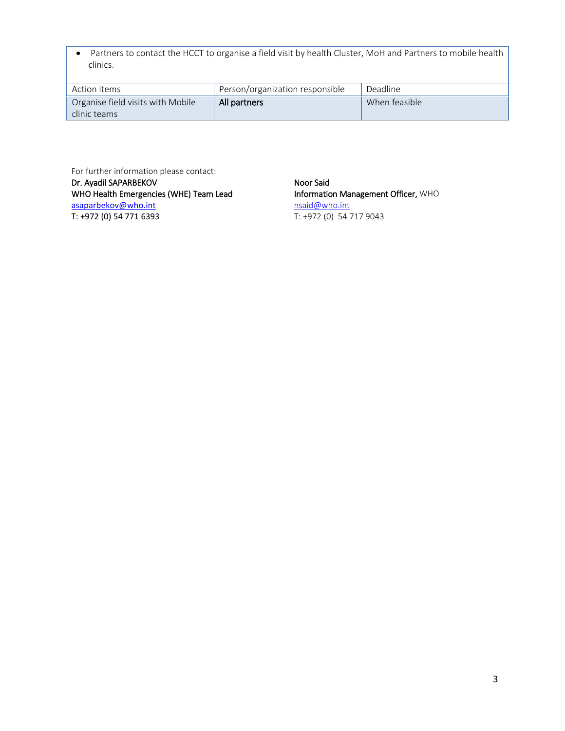- Partners to contact the HCCT to organise a field visit by health Cluster, MoH and Partners to mobile health clinics.

| Action items | Person/organization responsible | Deadline |
|---|---|---|
| Organise field visits with Mobile clinic teams | **All partners** | When feasible |

For further information please contact:

**Dr. Ayadil SAPARBEKOV**
**WHO Health Emergencies (WHE) Team Lead**
asaparbekov@who.int
T: +972 (0) 54 771 6393

**Noor Said**
**Information Management Officer,** WHO
nsaid@who.int
T: +972 (0) 54 717 9043